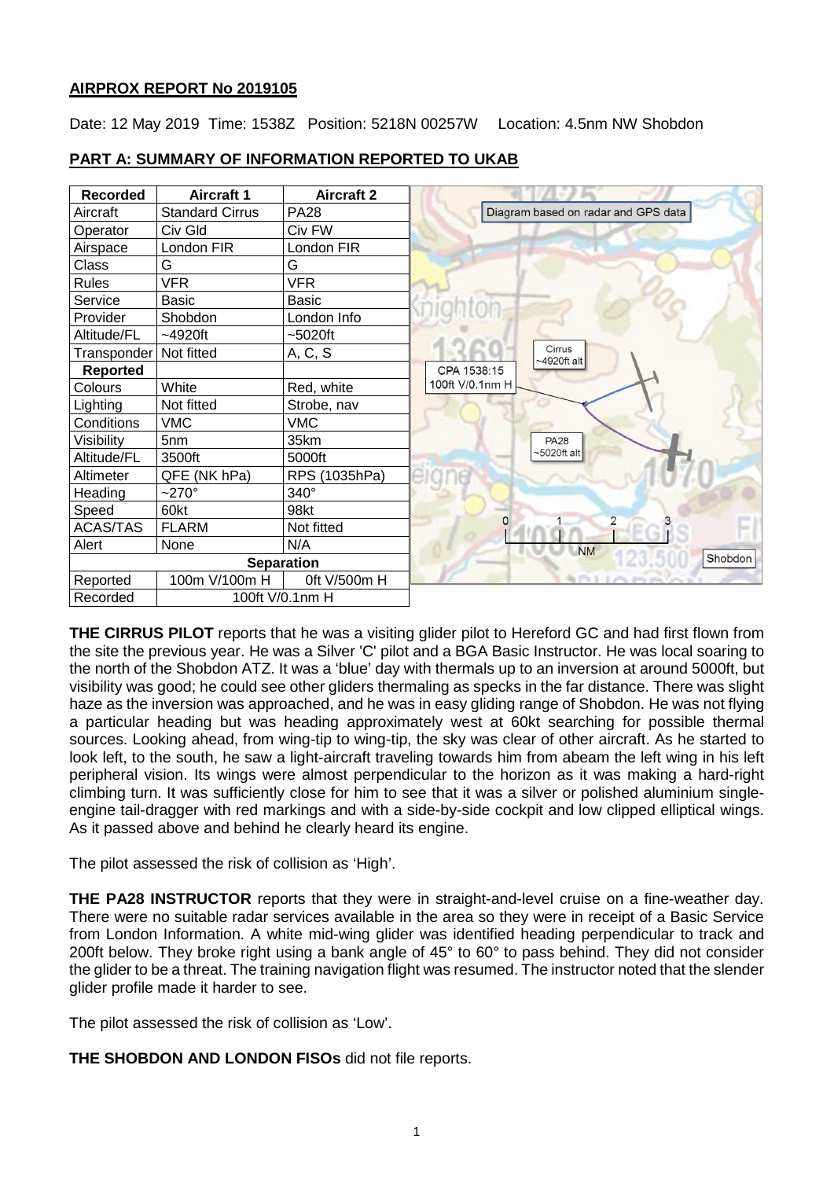## AIRPROX REPORT No 2019105

Date: 12 May 2019 Time: 1538Z Position: 5218N 00257W Location: 4.5nm NW Shobdon

## PART A: SUMMARY OF INFORMATION REPORTED TO UKAB

| Recorded | Aircraft 1 | Aircraft 2 |
|---|---|---|
| Aircraft | Standard Cirrus | PA28 |
| Operator | Civ Gld | Civ FW |
| Airspace | London FIR | London FIR |
| Class | G | G |
| Rules | VFR | VFR |
| Service | Basic | Basic |
| Provider | Shobdon | London Info |
| Altitude/FL | ~4920ft | ~5020ft |
| Transponder | Not fitted | A, C, S |
| **Reported** | | |
| Colours | White | Red, white |
| Lighting | Not fitted | Strobe, nav |
| Conditions | VMC | VMC |
| Visibility | 5nm | 35km |
| Altitude/FL | 3500ft | 5000ft |
| Altimeter | QFE (NK hPa) | RPS (1035hPa) |
| Heading | ~270° | 340° |
| Speed | 60kt | 98kt |
| ACAS/TAS | FLARM | Not fitted |
| Alert | None | N/A |
| **Separation** | | |
| Reported | 100m V/100m H | 0ft V/500m H |
| Recorded | 100ft V/0.1nm H | |

Diagram based on radar and GPS data

**THE CIRRUS PILOT** reports that he was a visiting glider pilot to Hereford GC and had first flown from the site the previous year. He was a Silver 'C' pilot and a BGA Basic Instructor. He was local soaring to the north of the Shobdon ATZ. It was a 'blue' day with thermals up to an inversion at around 5000ft, but visibility was good; he could see other gliders thermaling as specks in the far distance. There was slight haze as the inversion was approached, and he was in easy gliding range of Shobdon. He was not flying a particular heading but was heading approximately west at 60kt searching for possible thermal sources. Looking ahead, from wing-tip to wing-tip, the sky was clear of other aircraft. As he started to look left, to the south, he saw a light-aircraft traveling towards him from abeam the left wing in his left peripheral vision. Its wings were almost perpendicular to the horizon as it was making a hard-right climbing turn. It was sufficiently close for him to see that it was a silver or polished aluminium single-engine tail-dragger with red markings and with a side-by-side cockpit and low clipped elliptical wings. As it passed above and behind he clearly heard its engine.

The pilot assessed the risk of collision as 'High'.

**THE PA28 INSTRUCTOR** reports that they were in straight-and-level cruise on a fine-weather day. There were no suitable radar services available in the area so they were in receipt of a Basic Service from London Information. A white mid-wing glider was identified heading perpendicular to track and 200ft below. They broke right using a bank angle of 45° to 60° to pass behind. They did not consider the glider to be a threat. The training navigation flight was resumed. The instructor noted that the slender glider profile made it harder to see.

The pilot assessed the risk of collision as 'Low'.

**THE SHOBDON AND LONDON FISOs** did not file reports.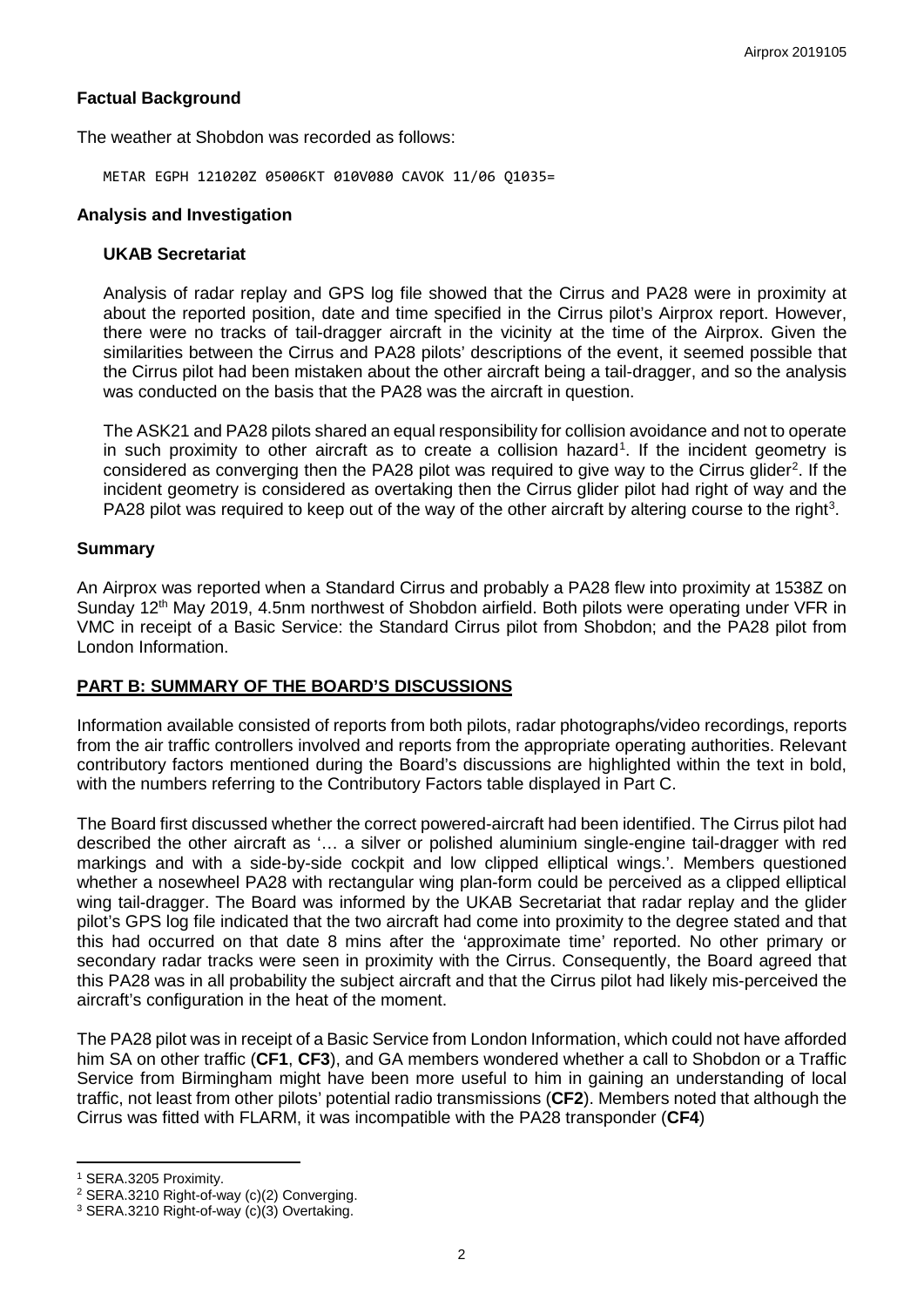## Factual Background

The weather at Shobdon was recorded as follows:

```
METAR EGPH 121020Z 05006KT 010V080 CAVOK 11/06 Q1035=
```

## Analysis and Investigation

### UKAB Secretariat

Analysis of radar replay and GPS log file showed that the Cirrus and PA28 were in proximity at about the reported position, date and time specified in the Cirrus pilot's Airprox report. However, there were no tracks of tail-dragger aircraft in the vicinity at the time of the Airprox. Given the similarities between the Cirrus and PA28 pilots' descriptions of the event, it seemed possible that the Cirrus pilot had been mistaken about the other aircraft being a tail-dragger, and so the analysis was conducted on the basis that the PA28 was the aircraft in question.

The ASK21 and PA28 pilots shared an equal responsibility for collision avoidance and not to operate in such proximity to other aircraft as to create a collision hazard[1]. If the incident geometry is considered as converging then the PA28 pilot was required to give way to the Cirrus glider[2]. If the incident geometry is considered as overtaking then the Cirrus glider pilot had right of way and the PA28 pilot was required to keep out of the way of the other aircraft by altering course to the right[3].

## Summary

An Airprox was reported when a Standard Cirrus and probably a PA28 flew into proximity at 1538Z on Sunday 12th May 2019, 4.5nm northwest of Shobdon airfield. Both pilots were operating under VFR in VMC in receipt of a Basic Service: the Standard Cirrus pilot from Shobdon; and the PA28 pilot from London Information.

## PART B: SUMMARY OF THE BOARD'S DISCUSSIONS

Information available consisted of reports from both pilots, radar photographs/video recordings, reports from the air traffic controllers involved and reports from the appropriate operating authorities. Relevant contributory factors mentioned during the Board's discussions are highlighted within the text in bold, with the numbers referring to the Contributory Factors table displayed in Part C.

The Board first discussed whether the correct powered-aircraft had been identified. The Cirrus pilot had described the other aircraft as '… a silver or polished aluminium single-engine tail-dragger with red markings and with a side-by-side cockpit and low clipped elliptical wings.'. Members questioned whether a nosewheel PA28 with rectangular wing plan-form could be perceived as a clipped elliptical wing tail-dragger. The Board was informed by the UKAB Secretariat that radar replay and the glider pilot's GPS log file indicated that the two aircraft had come into proximity to the degree stated and that this had occurred on that date 8 mins after the 'approximate time' reported. No other primary or secondary radar tracks were seen in proximity with the Cirrus. Consequently, the Board agreed that this PA28 was in all probability the subject aircraft and that the Cirrus pilot had likely mis-perceived the aircraft's configuration in the heat of the moment.

The PA28 pilot was in receipt of a Basic Service from London Information, which could not have afforded him SA on other traffic (**CF1**, **CF3**), and GA members wondered whether a call to Shobdon or a Traffic Service from Birmingham might have been more useful to him in gaining an understanding of local traffic, not least from other pilots' potential radio transmissions (**CF2**). Members noted that although the Cirrus was fitted with FLARM, it was incompatible with the PA28 transponder (**CF4**)

---

[1] SERA.3205 Proximity.

[2] SERA.3210 Right-of-way (c)(2) Converging.

[3] SERA.3210 Right-of-way (c)(3) Overtaking.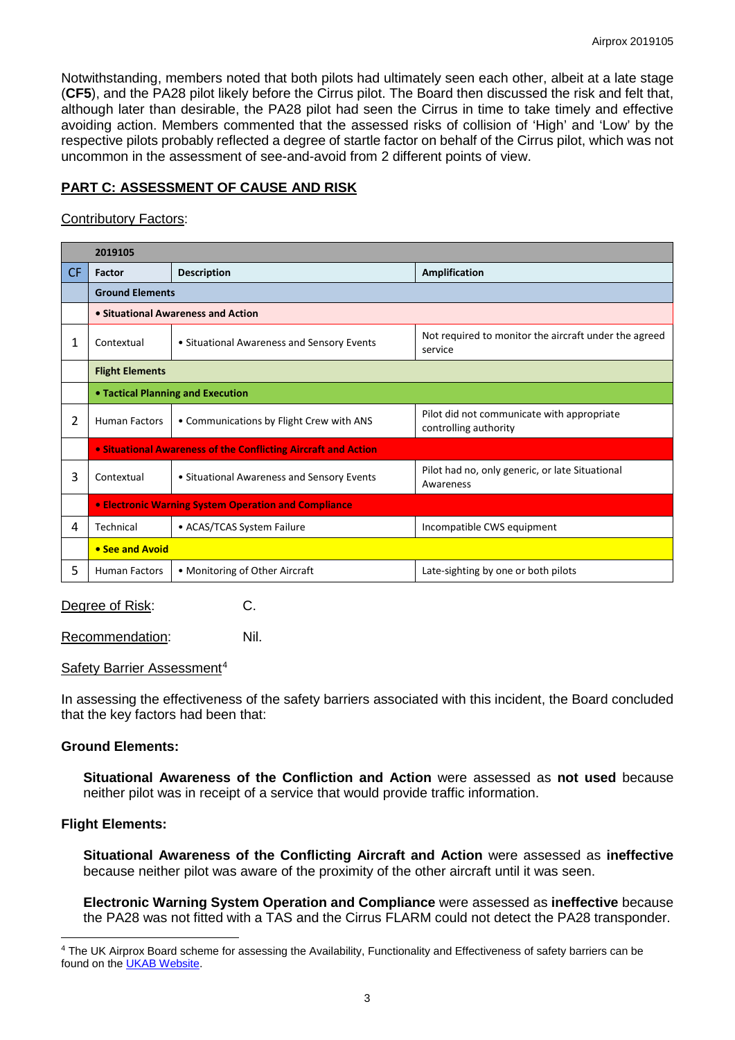Notwithstanding, members noted that both pilots had ultimately seen each other, albeit at a late stage (**CF5**), and the PA28 pilot likely before the Cirrus pilot. The Board then discussed the risk and felt that, although later than desirable, the PA28 pilot had seen the Cirrus in time to take timely and effective avoiding action. Members commented that the assessed risks of collision of 'High' and 'Low' by the respective pilots probably reflected a degree of startle factor on behalf of the Cirrus pilot, which was not uncommon in the assessment of see-and-avoid from 2 different points of view.

## PART C: ASSESSMENT OF CAUSE AND RISK

Contributory Factors:

| | 2019105 | | |
|---|---|---|---|
| **CF** | **Factor** | **Description** | **Amplification** |
| | **Ground Elements** | | |
| | **• Situational Awareness and Action** | | |
| 1 | Contextual | • Situational Awareness and Sensory Events | Not required to monitor the aircraft under the agreed service |
| | **Flight Elements** | | |
| | **• Tactical Planning and Execution** | | |
| 2 | Human Factors | • Communications by Flight Crew with ANS | Pilot did not communicate with appropriate controlling authority |
| | **• Situational Awareness of the Conflicting Aircraft and Action** | | |
| 3 | Contextual | • Situational Awareness and Sensory Events | Pilot had no, only generic, or late Situational Awareness |
| | **• Electronic Warning System Operation and Compliance** | | |
| 4 | Technical | • ACAS/TCAS System Failure | Incompatible CWS equipment |
| | **• See and Avoid** | | |
| 5 | Human Factors | • Monitoring of Other Aircraft | Late-sighting by one or both pilots |

Degree of Risk: C.

Recommendation: Nil.

Safety Barrier Assessment[4]

In assessing the effectiveness of the safety barriers associated with this incident, the Board concluded that the key factors had been that:

**Ground Elements:**

**Situational Awareness of the Confliction and Action** were assessed as **not used** because neither pilot was in receipt of a service that would provide traffic information.

**Flight Elements:**

**Situational Awareness of the Conflicting Aircraft and Action** were assessed as **ineffective** because neither pilot was aware of the proximity of the other aircraft until it was seen.

**Electronic Warning System Operation and Compliance** were assessed as **ineffective** because the PA28 was not fitted with a TAS and the Cirrus FLARM could not detect the PA28 transponder.

[4] The UK Airprox Board scheme for assessing the Availability, Functionality and Effectiveness of safety barriers can be found on the UKAB Website.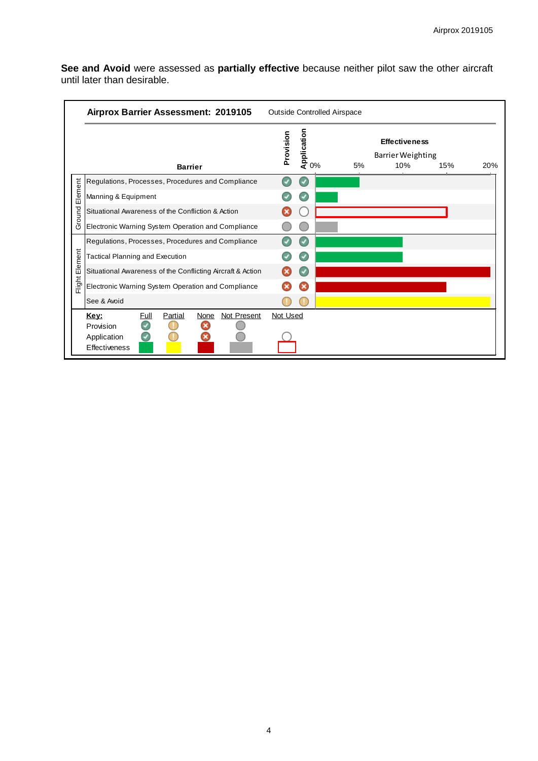**See and Avoid** were assessed as **partially effective** because neither pilot saw the other aircraft until later than desirable.

Airprox Barrier Assessment: 2019105

Outside Controlled Airspace

Barrier

Provision

Application

Effectiveness

Barrier Weighting

0%

5%

10%

15%

20%

Ground Element

Regulations, Processes, Procedures and Compliance

Manning & Equipment

Situational Awareness of the Confliction & Action

Electronic Warning System Operation and Compliance

Flight Element

Regulations, Processes, Procedures and Compliance

Tactical Planning and Execution

Situational Awareness of the Conflicting Aircraft & Action

Electronic Warning System Operation and Compliance

See & Avoid

Key:

Full

Partial

None

Not Present

Not Used

Provision

Application

Effectiveness